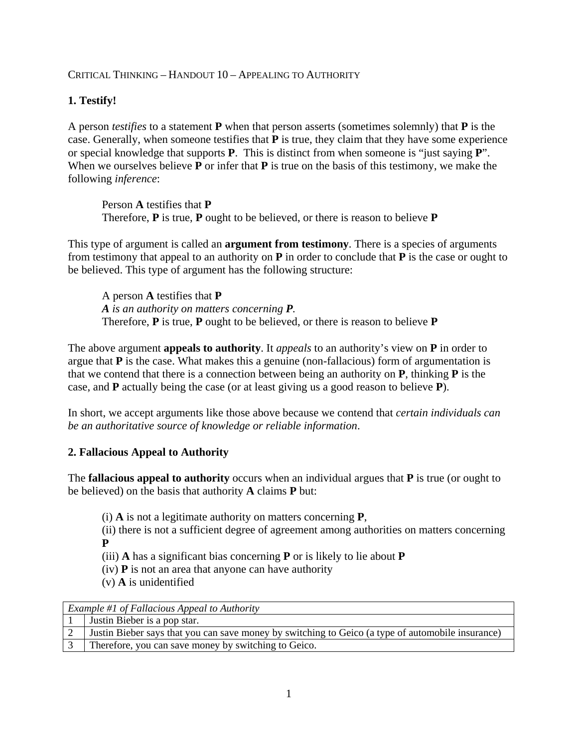# Critical Thinking – Handout 10 – Appealing to Authority

## 1. Testify!

A person *testifies* to a statement **P** when that person asserts (sometimes solemnly) that **P** is the case. Generally, when someone testifies that **P** is true, they claim that they have some experience or special knowledge that supports **P**. This is distinct from when someone is "just saying **P**". When we ourselves believe **P** or infer that **P** is true on the basis of this testimony, we make the following *inference*:

> Person **A** testifies that **P**
> Therefore, **P** is true, **P** ought to be believed, or there is reason to believe **P**

This type of argument is called an **argument from testimony**. There is a species of arguments from testimony that appeal to an authority on **P** in order to conclude that **P** is the case or ought to be believed. This type of argument has the following structure:

> A person **A** testifies that **P**
> ***A** is an authority on matters concerning **P**.*
> Therefore, **P** is true, **P** ought to be believed, or there is reason to believe **P**

The above argument **appeals to authority**. It *appeals* to an authority's view on **P** in order to argue that **P** is the case. What makes this a genuine (non-fallacious) form of argumentation is that we contend that there is a connection between being an authority on **P**, thinking **P** is the case, and **P** actually being the case (or at least giving us a good reason to believe **P**).

In short, we accept arguments like those above because we contend that *certain individuals can be an authoritative source of knowledge or reliable information*.

## 2. Fallacious Appeal to Authority

The **fallacious appeal to authority** occurs when an individual argues that **P** is true (or ought to be believed) on the basis that authority **A** claims **P** but:

> (i) **A** is not a legitimate authority on matters concerning **P**,
> (ii) there is not a sufficient degree of agreement among authorities on matters concerning **P**
> (iii) **A** has a significant bias concerning **P** or is likely to lie about **P**
> (iv) **P** is not an area that anyone can have authority
> (v) **A** is unidentified

| *Example #1 of Fallacious Appeal to Authority* | |
|---|---|
| 1 | Justin Bieber is a pop star. |
| 2 | Justin Bieber says that you can save money by switching to Geico (a type of automobile insurance) |
| 3 | Therefore, you can save money by switching to Geico. |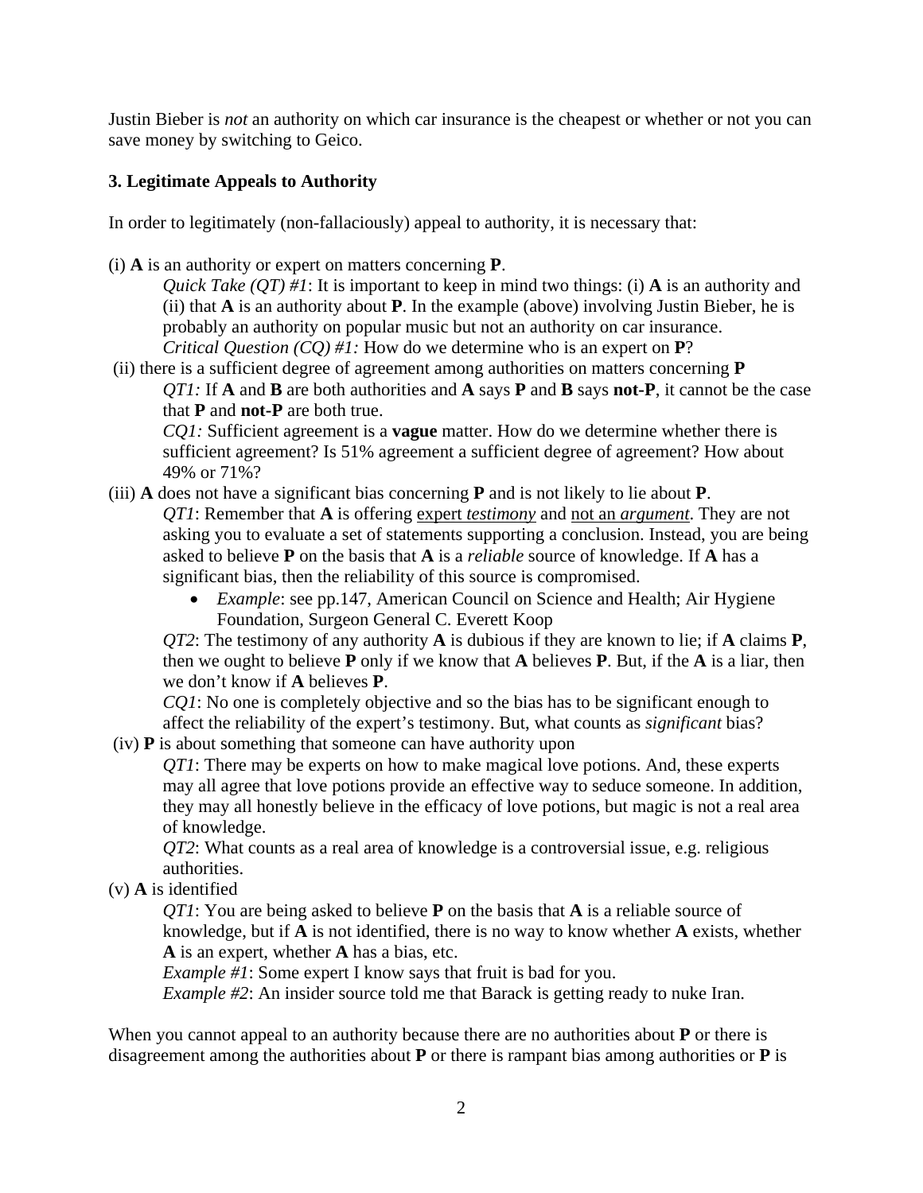Justin Bieber is *not* an authority on which car insurance is the cheapest or whether or not you can save money by switching to Geico.

### 3. Legitimate Appeals to Authority

In order to legitimately (non-fallaciously) appeal to authority, it is necessary that:

(i) **A** is an authority or expert on matters concerning **P**.

> *Quick Take (QT) #1*: It is important to keep in mind two things: (i) **A** is an authority and (ii) that **A** is an authority about **P**. In the example (above) involving Justin Bieber, he is probably an authority on popular music but not an authority on car insurance.
> *Critical Question (CQ) #1:* How do we determine who is an expert on **P**?

(ii) there is a sufficient degree of agreement among authorities on matters concerning **P**

> *QT1:* If **A** and **B** are both authorities and **A** says **P** and **B** says **not-P**, it cannot be the case that **P** and **not-P** are both true.
> *CQ1:* Sufficient agreement is a **vague** matter. How do we determine whether there is sufficient agreement? Is 51% agreement a sufficient degree of agreement? How about 49% or 71%?

(iii) **A** does not have a significant bias concerning **P** and is not likely to lie about **P**.

> *QT1*: Remember that **A** is offering <u>expert *testimony*</u> and <u>not an *argument*</u>. They are not asking you to evaluate a set of statements supporting a conclusion. Instead, you are being asked to believe **P** on the basis that **A** is a *reliable* source of knowledge. If **A** has a significant bias, then the reliability of this source is compromised.
>
> - *Example*: see pp.147, American Council on Science and Health; Air Hygiene Foundation, Surgeon General C. Everett Koop
>
> *QT2*: The testimony of any authority **A** is dubious if they are known to lie; if **A** claims **P**, then we ought to believe **P** only if we know that **A** believes **P**. But, if the **A** is a liar, then we don't know if **A** believes **P**.
> *CQ1*: No one is completely objective and so the bias has to be significant enough to affect the reliability of the expert's testimony. But, what counts as *significant* bias?

(iv) **P** is about something that someone can have authority upon

> *QT1*: There may be experts on how to make magical love potions. And, these experts may all agree that love potions provide an effective way to seduce someone. In addition, they may all honestly believe in the efficacy of love potions, but magic is not a real area of knowledge.
> *QT2*: What counts as a real area of knowledge is a controversial issue, e.g. religious authorities.

(v) **A** is identified

> *QT1*: You are being asked to believe **P** on the basis that **A** is a reliable source of knowledge, but if **A** is not identified, there is no way to know whether **A** exists, whether **A** is an expert, whether **A** has a bias, etc.
> *Example #1*: Some expert I know says that fruit is bad for you.
> *Example #2*: An insider source told me that Barack is getting ready to nuke Iran.

When you cannot appeal to an authority because there are no authorities about **P** or there is disagreement among the authorities about **P** or there is rampant bias among authorities or **P** is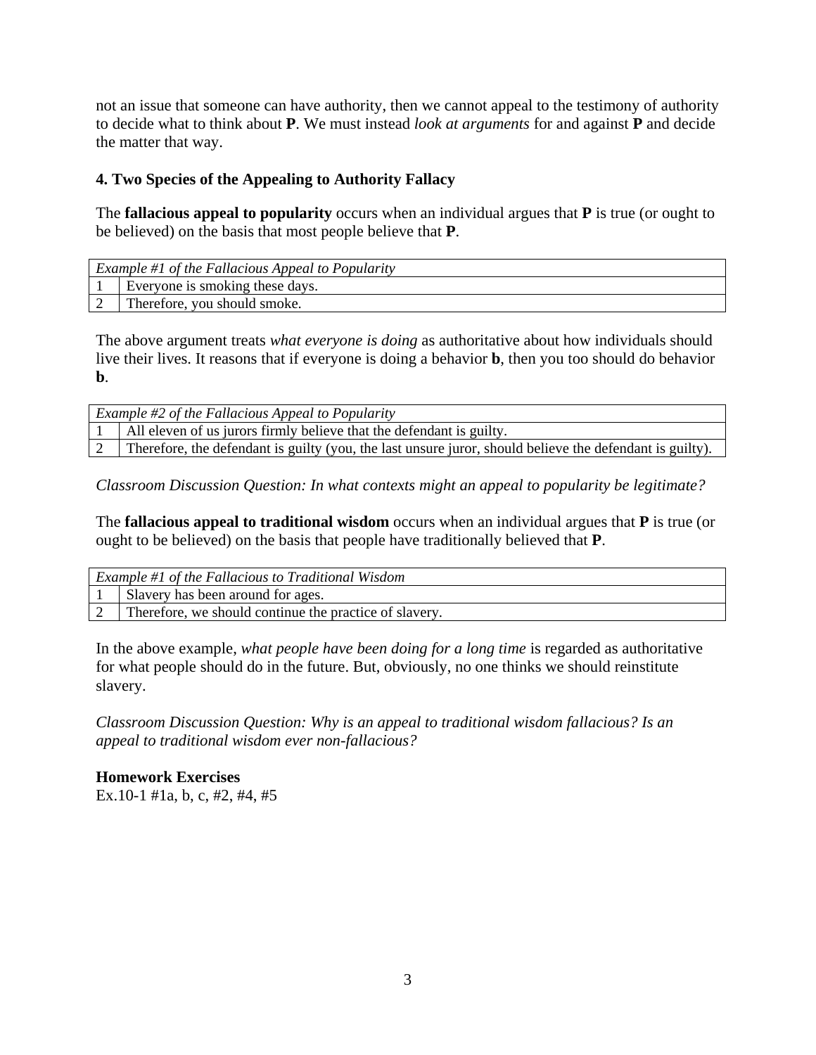not an issue that someone can have authority, then we cannot appeal to the testimony of authority to decide what to think about **P**. We must instead *look at arguments* for and against **P** and decide the matter that way.

### 4. Two Species of the Appealing to Authority Fallacy

The **fallacious appeal to popularity** occurs when an individual argues that **P** is true (or ought to be believed) on the basis that most people believe that **P**.

| *Example #1 of the Fallacious Appeal to Popularity* | |
|---|---|
| 1 | Everyone is smoking these days. |
| 2 | Therefore, you should smoke. |

The above argument treats *what everyone is doing* as authoritative about how individuals should live their lives. It reasons that if everyone is doing a behavior **b**, then you too should do behavior **b**.

| *Example #2 of the Fallacious Appeal to Popularity* | |
|---|---|
| 1 | All eleven of us jurors firmly believe that the defendant is guilty. |
| 2 | Therefore, the defendant is guilty (you, the last unsure juror, should believe the defendant is guilty). |

*Classroom Discussion Question: In what contexts might an appeal to popularity be legitimate?*

The **fallacious appeal to traditional wisdom** occurs when an individual argues that **P** is true (or ought to be believed) on the basis that people have traditionally believed that **P**.

| *Example #1 of the Fallacious to Traditional Wisdom* | |
|---|---|
| 1 | Slavery has been around for ages. |
| 2 | Therefore, we should continue the practice of slavery. |

In the above example, *what people have been doing for a long time* is regarded as authoritative for what people should do in the future. But, obviously, no one thinks we should reinstitute slavery.

*Classroom Discussion Question: Why is an appeal to traditional wisdom fallacious? Is an appeal to traditional wisdom ever non-fallacious?*

**Homework Exercises**
Ex.10-1 #1a, b, c, #2, #4, #5